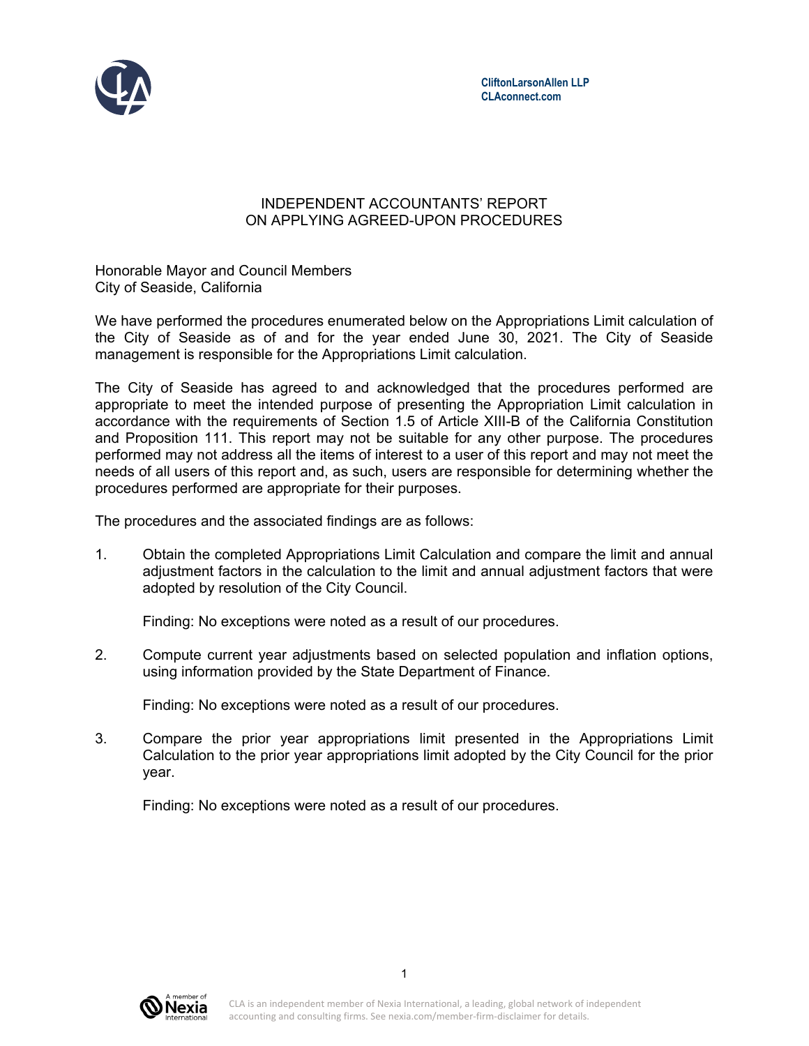CliftonLarsonAllen LLP
CLAconnect.com

# INDEPENDENT ACCOUNTANTS' REPORT ON APPLYING AGREED-UPON PROCEDURES

Honorable Mayor and Council Members
City of Seaside, California

We have performed the procedures enumerated below on the Appropriations Limit calculation of the City of Seaside as of and for the year ended June 30, 2021. The City of Seaside management is responsible for the Appropriations Limit calculation.

The City of Seaside has agreed to and acknowledged that the procedures performed are appropriate to meet the intended purpose of presenting the Appropriation Limit calculation in accordance with the requirements of Section 1.5 of Article XIII-B of the California Constitution and Proposition 111. This report may not be suitable for any other purpose. The procedures performed may not address all the items of interest to a user of this report and may not meet the needs of all users of this report and, as such, users are responsible for determining whether the procedures performed are appropriate for their purposes.

The procedures and the associated findings are as follows:

1. Obtain the completed Appropriations Limit Calculation and compare the limit and annual adjustment factors in the calculation to the limit and annual adjustment factors that were adopted by resolution of the City Council.

   Finding: No exceptions were noted as a result of our procedures.

2. Compute current year adjustments based on selected population and inflation options, using information provided by the State Department of Finance.

   Finding: No exceptions were noted as a result of our procedures.

3. Compare the prior year appropriations limit presented in the Appropriations Limit Calculation to the prior year appropriations limit adopted by the City Council for the prior year.

   Finding: No exceptions were noted as a result of our procedures.

A member of Nexia International

CLA is an independent member of Nexia International, a leading, global network of independent accounting and consulting firms. See nexia.com/member-firm-disclaimer for details.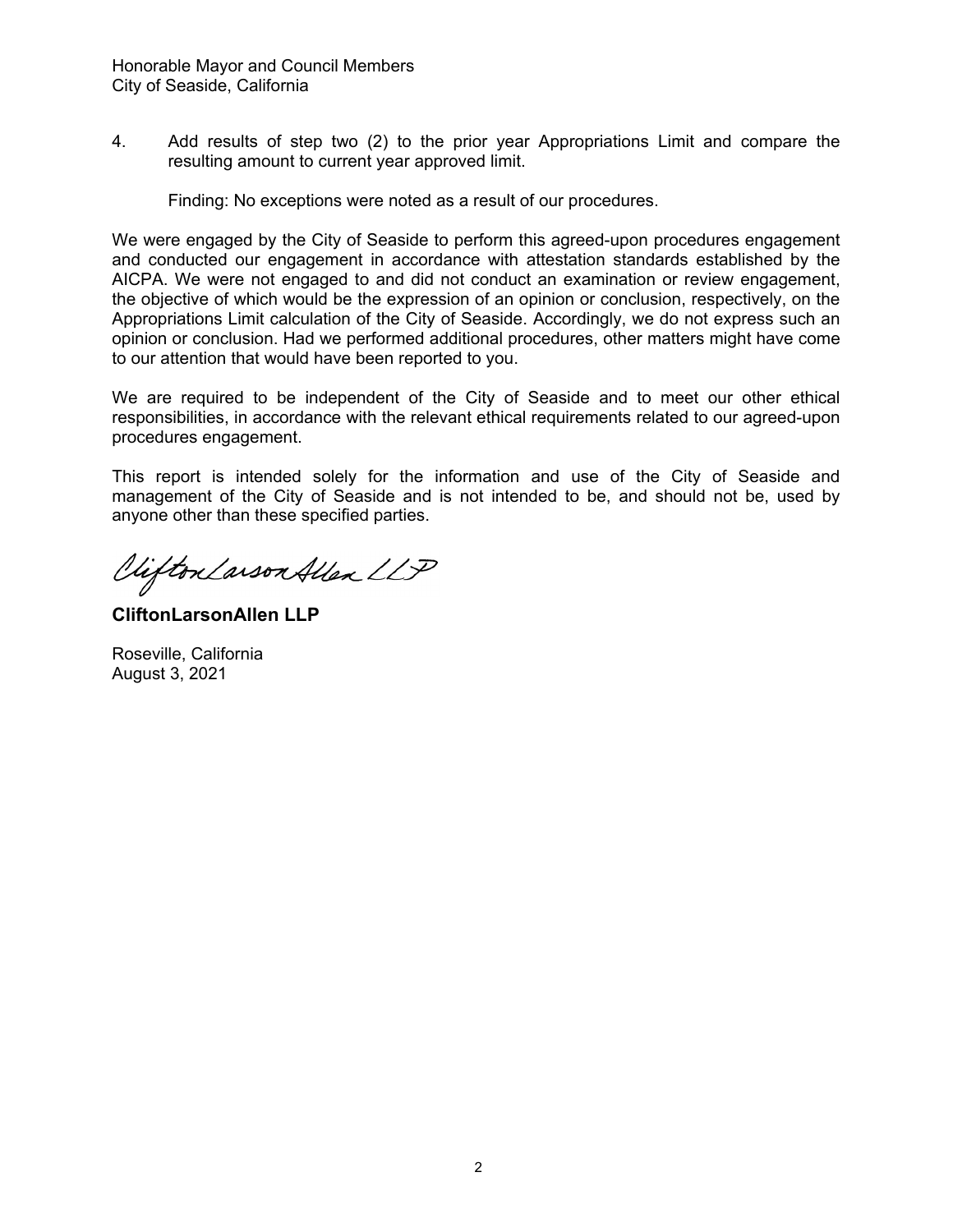Honorable Mayor and Council Members
City of Seaside, California

4. Add results of step two (2) to the prior year Appropriations Limit and compare the resulting amount to current year approved limit.

   Finding: No exceptions were noted as a result of our procedures.

We were engaged by the City of Seaside to perform this agreed-upon procedures engagement and conducted our engagement in accordance with attestation standards established by the AICPA. We were not engaged to and did not conduct an examination or review engagement, the objective of which would be the expression of an opinion or conclusion, respectively, on the Appropriations Limit calculation of the City of Seaside. Accordingly, we do not express such an opinion or conclusion. Had we performed additional procedures, other matters might have come to our attention that would have been reported to you.

We are required to be independent of the City of Seaside and to meet our other ethical responsibilities, in accordance with the relevant ethical requirements related to our agreed-upon procedures engagement.

This report is intended solely for the information and use of the City of Seaside and management of the City of Seaside and is not intended to be, and should not be, used by anyone other than these specified parties.

CliftonLarsonAllen LLP

**CliftonLarsonAllen LLP**

Roseville, California
August 3, 2021